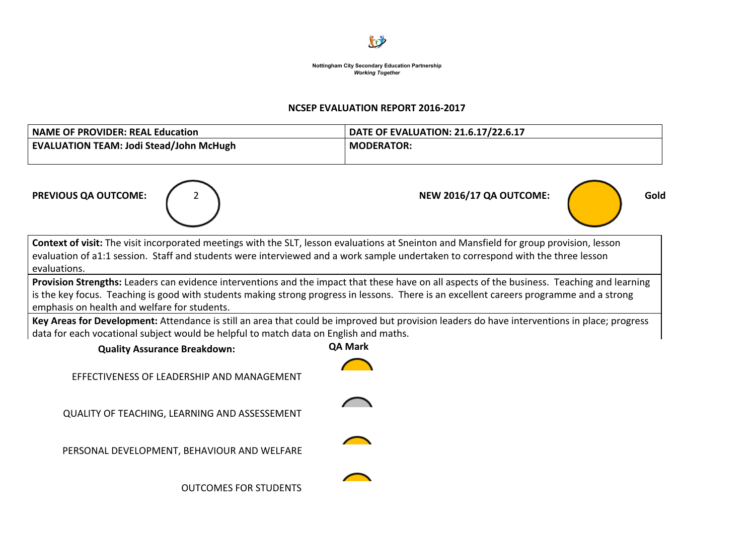Nottingham City Secondary Education Partnership
*Working Together*

## NCSEP EVALUATION REPORT 2016-2017

| **NAME OF PROVIDER: REAL Education** | **DATE OF EVALUATION: 21.6.17/22.6.17** |
|---|---|
| **EVALUATION TEAM: Jodi Stead/John McHugh** | **MODERATOR:** |

**PREVIOUS QA OUTCOME:** 2

**NEW 2016/17 QA OUTCOME:** Gold

**Context of visit:** The visit incorporated meetings with the SLT, lesson evaluations at Sneinton and Mansfield for group provision, lesson evaluation of a1:1 session. Staff and students were interviewed and a work sample undertaken to correspond with the three lesson evaluations.

**Provision Strengths:** Leaders can evidence interventions and the impact that these have on all aspects of the business. Teaching and learning is the key focus. Teaching is good with students making strong progress in lessons. There is an excellent careers programme and a strong emphasis on health and welfare for students.

**Key Areas for Development:** Attendance is still an area that could be improved but provision leaders do have interventions in place; progress data for each vocational subject would be helpful to match data on English and maths.

| **Quality Assurance Breakdown:** | **QA Mark** |
|---|---|
| EFFECTIVENESS OF LEADERSHIP AND MANAGEMENT | |
| QUALITY OF TEACHING, LEARNING AND ASSESSEMENT | |
| PERSONAL DEVELOPMENT, BEHAVIOUR AND WELFARE | |
| OUTCOMES FOR STUDENTS | |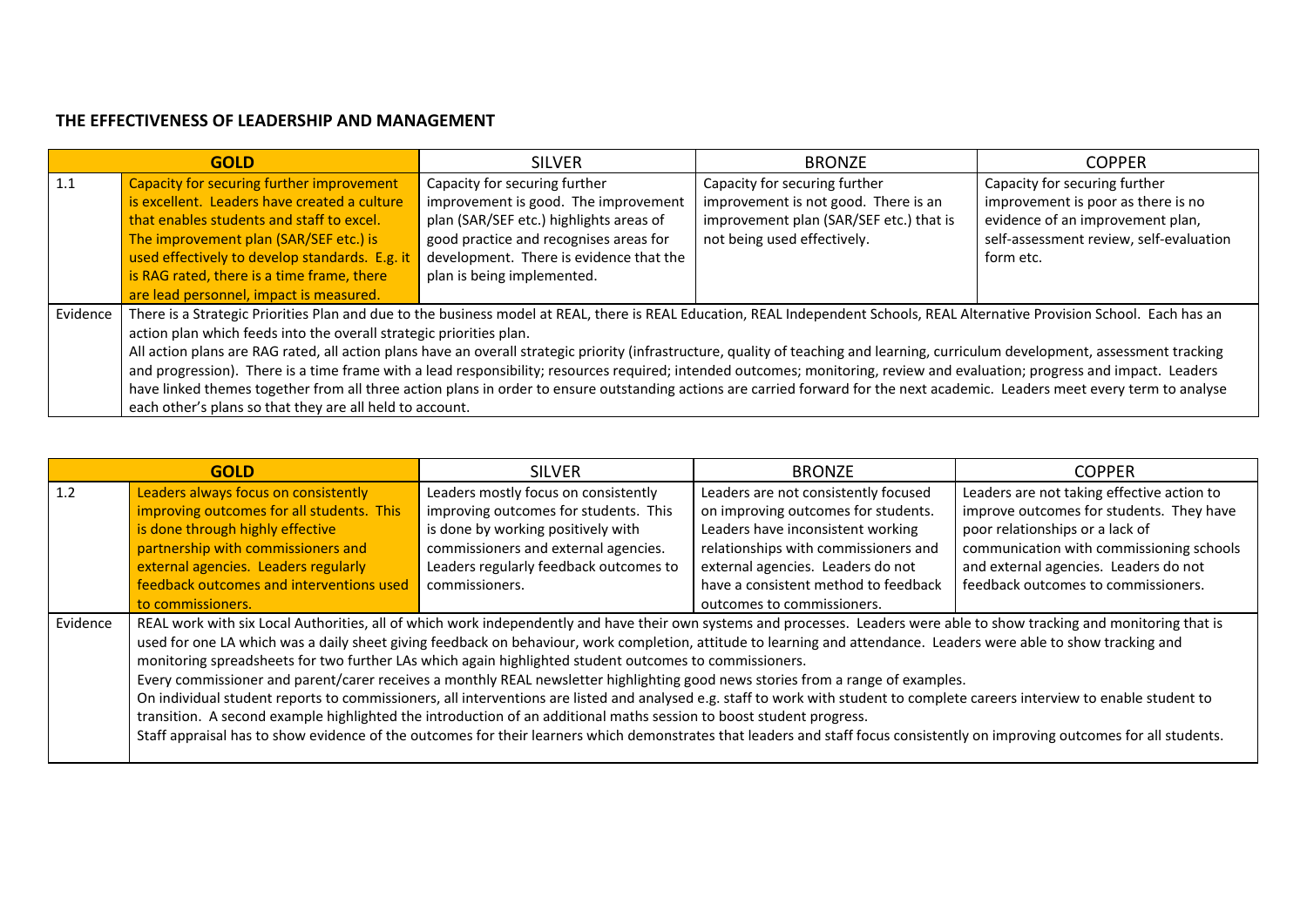**THE EFFECTIVENESS OF LEADERSHIP AND MANAGEMENT**

| GOLD | | SILVER | BRONZE | COPPER |
|---|---|---|---|---|
| 1.1 | Capacity for securing further improvement is excellent. Leaders have created a culture that enables students and staff to excel. The improvement plan (SAR/SEF etc.) is used effectively to develop standards. E.g. it is RAG rated, there is a time frame, there are lead personnel, impact is measured. | Capacity for securing further improvement is good. The improvement plan (SAR/SEF etc.) highlights areas of good practice and recognises areas for development. There is evidence that the plan is being implemented. | Capacity for securing further improvement is not good. There is an improvement plan (SAR/SEF etc.) that is not being used effectively. | Capacity for securing further improvement is poor as there is no evidence of an improvement plan, self-assessment review, self-evaluation form etc. |
| Evidence | There is a Strategic Priorities Plan and due to the business model at REAL, there is REAL Education, REAL Independent Schools, REAL Alternative Provision School. Each has an action plan which feeds into the overall strategic priorities plan. All action plans are RAG rated, all action plans have an overall strategic priority (infrastructure, quality of teaching and learning, curriculum development, assessment tracking and progression). There is a time frame with a lead responsibility; resources required; intended outcomes; monitoring, review and evaluation; progress and impact. Leaders have linked themes together from all three action plans in order to ensure outstanding actions are carried forward for the next academic. Leaders meet every term to analyse each other's plans so that they are all held to account. | | | |

| GOLD | | SILVER | BRONZE | COPPER |
|---|---|---|---|---|
| 1.2 | Leaders always focus on consistently improving outcomes for all students. This is done through highly effective partnership with commissioners and external agencies. Leaders regularly feedback outcomes and interventions used to commissioners. | Leaders mostly focus on consistently improving outcomes for students. This is done by working positively with commissioners and external agencies. Leaders regularly feedback outcomes to commissioners. | Leaders are not consistently focused on improving outcomes for students. Leaders have inconsistent working relationships with commissioners and external agencies. Leaders do not have a consistent method to feedback outcomes to commissioners. | Leaders are not taking effective action to improve outcomes for students. They have poor relationships or a lack of communication with commissioning schools and external agencies. Leaders do not feedback outcomes to commissioners. |
| Evidence | REAL work with six Local Authorities, all of which work independently and have their own systems and processes. Leaders were able to show tracking and monitoring that is used for one LA which was a daily sheet giving feedback on behaviour, work completion, attitude to learning and attendance. Leaders were able to show tracking and monitoring spreadsheets for two further LAs which again highlighted student outcomes to commissioners. Every commissioner and parent/carer receives a monthly REAL newsletter highlighting good news stories from a range of examples. On individual student reports to commissioners, all interventions are listed and analysed e.g. staff to work with student to complete careers interview to enable student to transition. A second example highlighted the introduction of an additional maths session to boost student progress. Staff appraisal has to show evidence of the outcomes for their learners which demonstrates that leaders and staff focus consistently on improving outcomes for all students. | | | |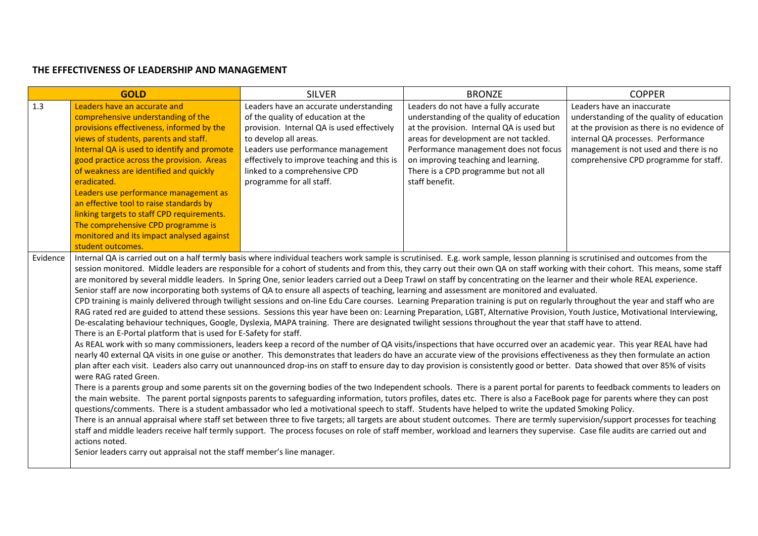## THE EFFECTIVENESS OF LEADERSHIP AND MANAGEMENT

| | GOLD | SILVER | BRONZE | COPPER |
|---|---|---|---|---|
| 1.3 | Leaders have an accurate and comprehensive understanding of the provisions effectiveness, informed by the views of students, parents and staff. Internal QA is used to identify and promote good practice across the provision. Areas of weakness are identified and quickly eradicated. Leaders use performance management as an effective tool to raise standards by linking targets to staff CPD requirements. The comprehensive CPD programme is monitored and its impact analysed against student outcomes. | Leaders have an accurate understanding of the quality of education at the provision. Internal QA is used effectively to develop all areas. Leaders use performance management effectively to improve teaching and this is linked to a comprehensive CPD programme for all staff. | Leaders do not have a fully accurate understanding of the quality of education at the provision. Internal QA is used but areas for development are not tackled. Performance management does not focus on improving teaching and learning. There is a CPD programme but not all staff benefit. | Leaders have an inaccurate understanding of the quality of education at the provision as there is no evidence of internal QA processes. Performance management is not used and there is no comprehensive CPD programme for staff. |
| Evidence | Internal QA is carried out on a half termly basis where individual teachers work sample is scrutinised. E.g. work sample, lesson planning is scrutinised and outcomes from the session monitored. Middle leaders are responsible for a cohort of students and from this, they carry out their own QA on staff working with their cohort. This means, some staff are monitored by several middle leaders. In Spring One, senior leaders carried out a Deep Trawl on staff by concentrating on the learner and their whole REAL experience. Senior staff are now incorporating both systems of QA to ensure all aspects of teaching, learning and assessment are monitored and evaluated.<br>CPD training is mainly delivered through twilight sessions and on-line Edu Care courses. Learning Preparation training is put on regularly throughout the year and staff who are RAG rated red are guided to attend these sessions. Sessions this year have been on: Learning Preparation, LGBT, Alternative Provision, Youth Justice, Motivational Interviewing, De-escalating behaviour techniques, Google, Dyslexia, MAPA training. There are designated twilight sessions throughout the year that staff have to attend.<br>There is an E-Portal platform that is used for E-Safety for staff.<br>As REAL work with so many commissioners, leaders keep a record of the number of QA visits/inspections that have occurred over an academic year. This year REAL have had nearly 40 external QA visits in one guise or another. This demonstrates that leaders do have an accurate view of the provisions effectiveness as they then formulate an action plan after each visit. Leaders also carry out unannounced drop-ins on staff to ensure day to day provision is consistently good or better. Data showed that over 85% of visits were RAG rated Green.<br>There is a parents group and some parents sit on the governing bodies of the two Independent schools. There is a parent portal for parents to feedback comments to leaders on the main website. The parent portal signposts parents to safeguarding information, tutors profiles, dates etc. There is also a FaceBook page for parents where they can post questions/comments. There is a student ambassador who led a motivational speech to staff. Students have helped to write the updated Smoking Policy.<br>There is an annual appraisal where staff set between three to five targets; all targets are about student outcomes. There are termly supervision/support processes for teaching staff and middle leaders receive half termly support. The process focuses on role of staff member, workload and learners they supervise. Case file audits are carried out and actions noted.<br>Senior leaders carry out appraisal not the staff member's line manager. | | | |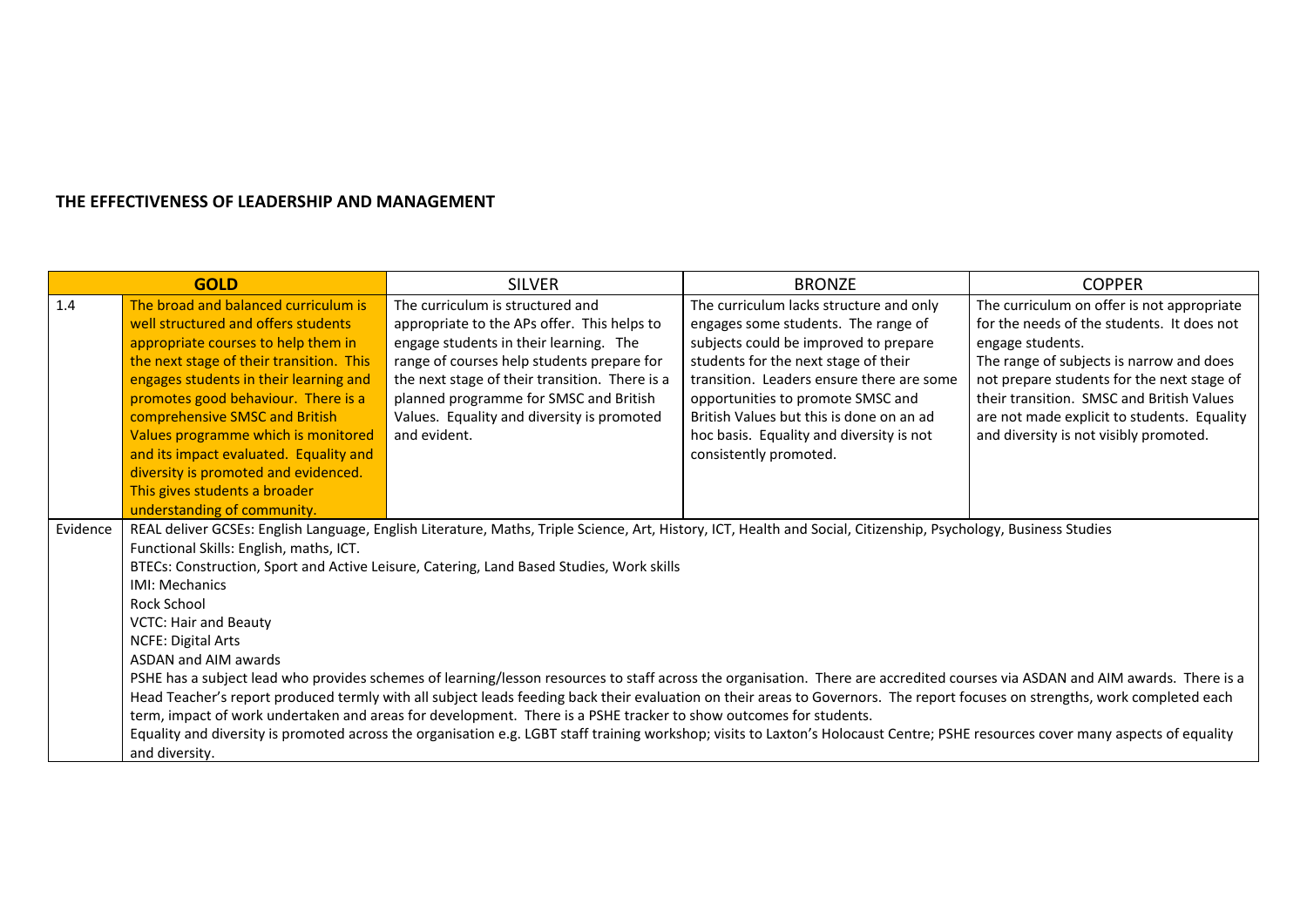**THE EFFECTIVENESS OF LEADERSHIP AND MANAGEMENT**

| | GOLD | SILVER | BRONZE | COPPER |
|---|---|---|---|---|
| 1.4 | The broad and balanced curriculum is well structured and offers students appropriate courses to help them in the next stage of their transition. This engages students in their learning and promotes good behaviour. There is a comprehensive SMSC and British Values programme which is monitored and its impact evaluated. Equality and diversity is promoted and evidenced. This gives students a broader understanding of community. | The curriculum is structured and appropriate to the APs offer. This helps to engage students in their learning. The range of courses help students prepare for the next stage of their transition. There is a planned programme for SMSC and British Values. Equality and diversity is promoted and evident. | The curriculum lacks structure and only engages some students. The range of subjects could be improved to prepare students for the next stage of their transition. Leaders ensure there are some opportunities to promote SMSC and British Values but this is done on an ad hoc basis. Equality and diversity is not consistently promoted. | The curriculum on offer is not appropriate for the needs of the students. It does not engage students. The range of subjects is narrow and does not prepare students for the next stage of their transition. SMSC and British Values are not made explicit to students. Equality and diversity is not visibly promoted. |
| Evidence | REAL deliver GCSEs: English Language, English Literature, Maths, Triple Science, Art, History, ICT, Health and Social, Citizenship, Psychology, Business Studies<br>Functional Skills: English, maths, ICT.<br>BTECs: Construction, Sport and Active Leisure, Catering, Land Based Studies, Work skills<br>IMI: Mechanics<br>Rock School<br>VCTC: Hair and Beauty<br>NCFE: Digital Arts<br>ASDAN and AIM awards<br>PSHE has a subject lead who provides schemes of learning/lesson resources to staff across the organisation. There are accredited courses via ASDAN and AIM awards. There is a Head Teacher's report produced termly with all subject leads feeding back their evaluation on their areas to Governors. The report focuses on strengths, work completed each term, impact of work undertaken and areas for development. There is a PSHE tracker to show outcomes for students.<br>Equality and diversity is promoted across the organisation e.g. LGBT staff training workshop; visits to Laxton's Holocaust Centre; PSHE resources cover many aspects of equality and diversity. | | | |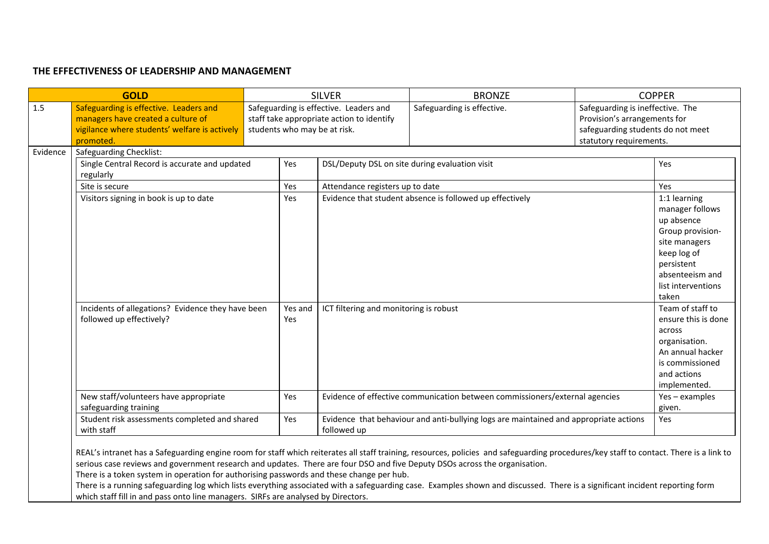## THE EFFECTIVENESS OF LEADERSHIP AND MANAGEMENT

| | GOLD | SILVER | BRONZE | COPPER |
|---|---|---|---|---|
| 1.5 | Safeguarding is effective. Leaders and managers have created a culture of vigilance where students' welfare is actively promoted. | Safeguarding is effective. Leaders and staff take appropriate action to identify students who may be at risk. | Safeguarding is effective. | Safeguarding is ineffective. The Provision's arrangements for safeguarding students do not meet statutory requirements. |

**Evidence** – Safeguarding Checklist:

| Item | | Item | |
|---|---|---|---|
| Single Central Record is accurate and updated regularly | Yes | DSL/Deputy DSL on site during evaluation visit | Yes |
| Site is secure | Yes | Attendance registers up to date | Yes |
| Visitors signing in book is up to date | Yes | Evidence that student absence is followed up effectively | 1:1 learning manager follows up absence Group provision- site managers keep log of persistent absenteeism and list interventions taken |
| Incidents of allegations? Evidence they have been followed up effectively? | Yes and Yes | ICT filtering and monitoring is robust | Team of staff to ensure this is done across organisation. An annual hacker is commissioned and actions implemented. |
| New staff/volunteers have appropriate safeguarding training | Yes | Evidence of effective communication between commissioners/external agencies | Yes – examples given. |
| Student risk assessments completed and shared with staff | Yes | Evidence that behaviour and anti-bullying logs are maintained and appropriate actions followed up | Yes |

REAL's intranet has a Safeguarding engine room for staff which reiterates all staff training, resources, policies and safeguarding procedures/key staff to contact. There is a link to serious case reviews and government research and updates. There are four DSO and five Deputy DSOs across the organisation.
There is a token system in operation for authorising passwords and these change per hub.
There is a running safeguarding log which lists everything associated with a safeguarding case. Examples shown and discussed. There is a significant incident reporting form which staff fill in and pass onto line managers. SIRFs are analysed by Directors.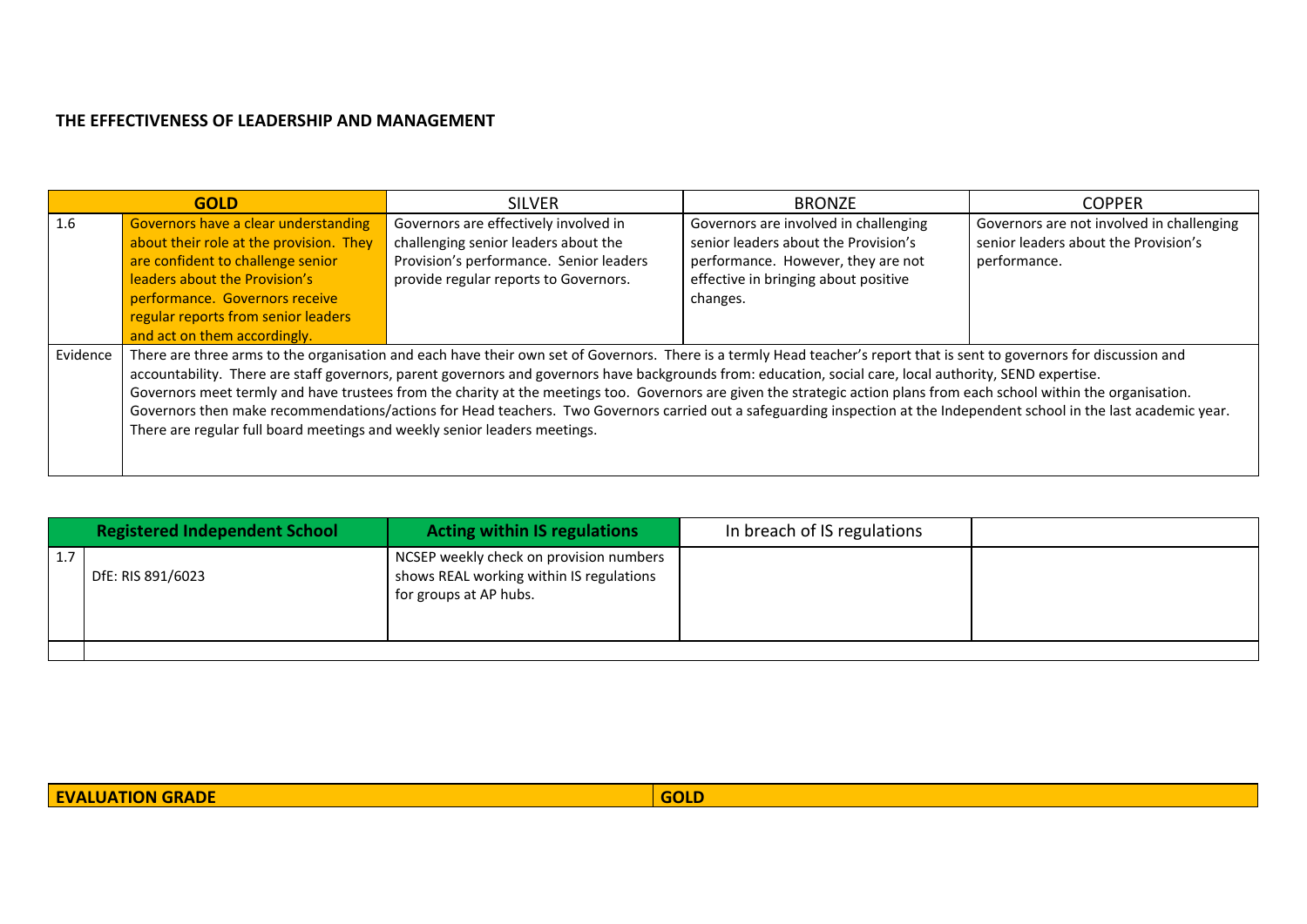**THE EFFECTIVENESS OF LEADERSHIP AND MANAGEMENT**

| GOLD | | SILVER | BRONZE | COPPER |
|---|---|---|---|---|
| 1.6 | Governors have a clear understanding about their role at the provision. They are confident to challenge senior leaders about the Provision's performance. Governors receive regular reports from senior leaders and act on them accordingly. | Governors are effectively involved in challenging senior leaders about the Provision's performance. Senior leaders provide regular reports to Governors. | Governors are involved in challenging senior leaders about the Provision's performance. However, they are not effective in bringing about positive changes. | Governors are not involved in challenging senior leaders about the Provision's performance. |
| Evidence | There are three arms to the organisation and each have their own set of Governors. There is a termly Head teacher's report that is sent to governors for discussion and accountability. There are staff governors, parent governors and governors have backgrounds from: education, social care, local authority, SEND expertise. Governors meet termly and have trustees from the charity at the meetings too. Governors are given the strategic action plans from each school within the organisation. Governors then make recommendations/actions for Head teachers. Two Governors carried out a safeguarding inspection at the Independent school in the last academic year. There are regular full board meetings and weekly senior leaders meetings. | | | |

| Registered Independent School | | Acting within IS regulations | In breach of IS regulations | |
|---|---|---|---|---|
| 1.7 | DfE: RIS 891/6023 | NCSEP weekly check on provision numbers shows REAL working within IS regulations for groups at AP hubs. | | |
| | | | | |

| EVALUATION GRADE | GOLD |
|---|---|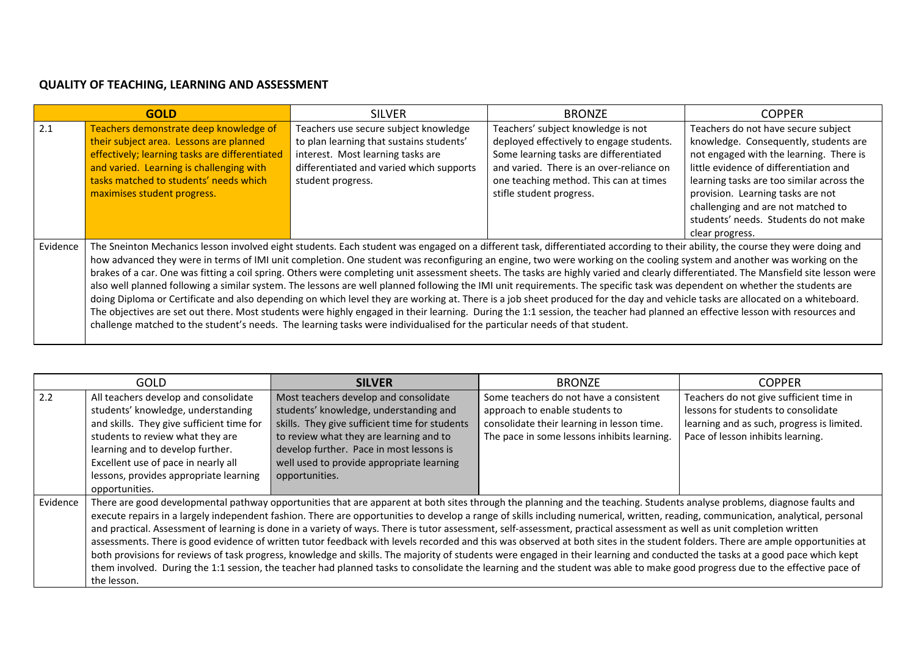## QUALITY OF TEACHING, LEARNING AND ASSESSMENT

| GOLD | | SILVER | BRONZE | COPPER |
|---|---|---|---|---|
| 2.1 | Teachers demonstrate deep knowledge of their subject area. Lessons are planned effectively; learning tasks are differentiated and varied. Learning is challenging with tasks matched to students' needs which maximises student progress. | Teachers use secure subject knowledge to plan learning that sustains students' interest. Most learning tasks are differentiated and varied which supports student progress. | Teachers' subject knowledge is not deployed effectively to engage students. Some learning tasks are differentiated and varied. There is an over-reliance on one teaching method. This can at times stifle student progress. | Teachers do not have secure subject knowledge. Consequently, students are not engaged with the learning. There is little evidence of differentiation and learning tasks are too similar across the provision. Learning tasks are not challenging and are not matched to students' needs. Students do not make clear progress. |
| Evidence | The Sneinton Mechanics lesson involved eight students. Each student was engaged on a different task, differentiated according to their ability, the course they were doing and how advanced they were in terms of IMI unit completion. One student was reconfiguring an engine, two were working on the cooling system and another was working on the brakes of a car. One was fitting a coil spring. Others were completing unit assessment sheets. The tasks are highly varied and clearly differentiated. The Mansfield site lesson were also well planned following a similar system. The lessons are well planned following the IMI unit requirements. The specific task was dependent on whether the students are doing Diploma or Certificate and also depending on which level they are working at. There is a job sheet produced for the day and vehicle tasks are allocated on a whiteboard. The objectives are set out there. Most students were highly engaged in their learning. During the 1:1 session, the teacher had planned an effective lesson with resources and challenge matched to the student's needs. The learning tasks were individualised for the particular needs of that student. | | | |

| GOLD | | SILVER | BRONZE | COPPER |
|---|---|---|---|---|
| 2.2 | All teachers develop and consolidate students' knowledge, understanding and skills. They give sufficient time for students to review what they are learning and to develop further. Excellent use of pace in nearly all lessons, provides appropriate learning opportunities. | Most teachers develop and consolidate students' knowledge, understanding and skills. They give sufficient time for students to review what they are learning and to develop further. Pace in most lessons is well used to provide appropriate learning opportunities. | Some teachers do not have a consistent approach to enable students to consolidate their learning in lesson time. The pace in some lessons inhibits learning. | Teachers do not give sufficient time in lessons for students to consolidate learning and as such, progress is limited. Pace of lesson inhibits learning. |
| Evidence | There are good developmental pathway opportunities that are apparent at both sites through the planning and the teaching. Students analyse problems, diagnose faults and execute repairs in a largely independent fashion. There are opportunities to develop a range of skills including numerical, written, reading, communication, analytical, personal and practical. Assessment of learning is done in a variety of ways. There is tutor assessment, self-assessment, practical assessment as well as unit completion written assessments. There is good evidence of written tutor feedback with levels recorded and this was observed at both sites in the student folders. There are ample opportunities at both provisions for reviews of task progress, knowledge and skills. The majority of students were engaged in their learning and conducted the tasks at a good pace which kept them involved. During the 1:1 session, the teacher had planned tasks to consolidate the learning and the student was able to make good progress due to the effective pace of the lesson. | | | |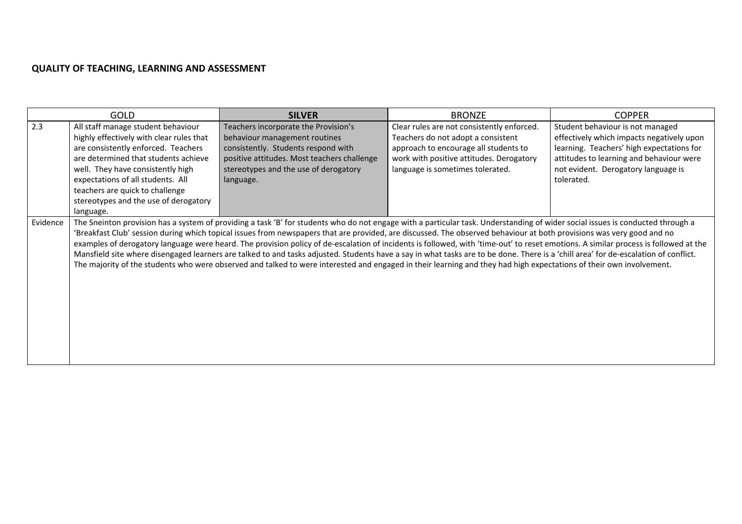**QUALITY OF TEACHING, LEARNING AND ASSESSMENT**

| GOLD | | **SILVER** | BRONZE | COPPER |
|---|---|---|---|---|
| 2.3 | All staff manage student behaviour highly effectively with clear rules that are consistently enforced. Teachers are determined that students achieve well. They have consistently high expectations of all students. All teachers are quick to challenge stereotypes and the use of derogatory language. | Teachers incorporate the Provision's behaviour management routines consistently. Students respond with positive attitudes. Most teachers challenge stereotypes and the use of derogatory language. | Clear rules are not consistently enforced. Teachers do not adopt a consistent approach to encourage all students to work with positive attitudes. Derogatory language is sometimes tolerated. | Student behaviour is not managed effectively which impacts negatively upon learning. Teachers' high expectations for attitudes to learning and behaviour were not evident. Derogatory language is tolerated. |
| Evidence | The Sneinton provision has a system of providing a task 'B' for students who do not engage with a particular task. Understanding of wider social issues is conducted through a 'Breakfast Club' session during which topical issues from newspapers that are provided, are discussed. The observed behaviour at both provisions was very good and no examples of derogatory language were heard. The provision policy of de-escalation of incidents is followed, with 'time-out' to reset emotions. A similar process is followed at the Mansfield site where disengaged learners are talked to and tasks adjusted. Students have a say in what tasks are to be done. There is a 'chill area' for de-escalation of conflict. The majority of the students who were observed and talked to were interested and engaged in their learning and they had high expectations of their own involvement. | | | |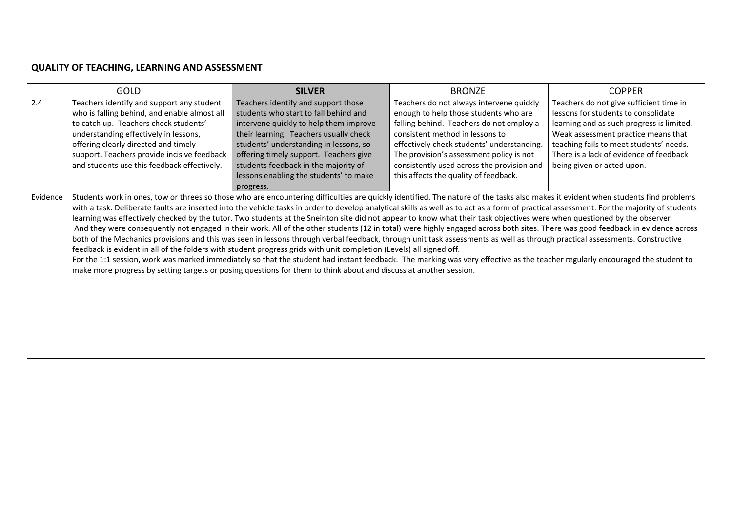**QUALITY OF TEACHING, LEARNING AND ASSESSMENT**

| | GOLD | **SILVER** | BRONZE | COPPER |
|---|---|---|---|---|
| 2.4 | Teachers identify and support any student who is falling behind, and enable almost all to catch up. Teachers check students' understanding effectively in lessons, offering clearly directed and timely support. Teachers provide incisive feedback and students use this feedback effectively. | Teachers identify and support those students who start to fall behind and intervene quickly to help them improve their learning. Teachers usually check students' understanding in lessons, so offering timely support. Teachers give students feedback in the majority of lessons enabling the students' to make progress. | Teachers do not always intervene quickly enough to help those students who are falling behind. Teachers do not employ a consistent method in lessons to effectively check students' understanding. The provision's assessment policy is not consistently used across the provision and this affects the quality of feedback. | Teachers do not give sufficient time in lessons for students to consolidate learning and as such progress is limited. Weak assessment practice means that teaching fails to meet students' needs. There is a lack of evidence of feedback being given or acted upon. |
| Evidence | Students work in ones, tow or threes so those who are encountering difficulties are quickly identified. The nature of the tasks also makes it evident when students find problems with a task. Deliberate faults are inserted into the vehicle tasks in order to develop analytical skills as well as to act as a form of practical assessment. For the majority of students learning was effectively checked by the tutor. Two students at the Sneinton site did not appear to know what their task objectives were when questioned by the observer And they were consequently not engaged in their work. All of the other students (12 in total) were highly engaged across both sites. There was good feedback in evidence across both of the Mechanics provisions and this was seen in lessons through verbal feedback, through unit task assessments as well as through practical assessments. Constructive feedback is evident in all of the folders with student progress grids with unit completion (Levels) all signed off.<br>For the 1:1 session, work was marked immediately so that the student had instant feedback. The marking was very effective as the teacher regularly encouraged the student to make more progress by setting targets or posing questions for them to think about and discuss at another session. | | | |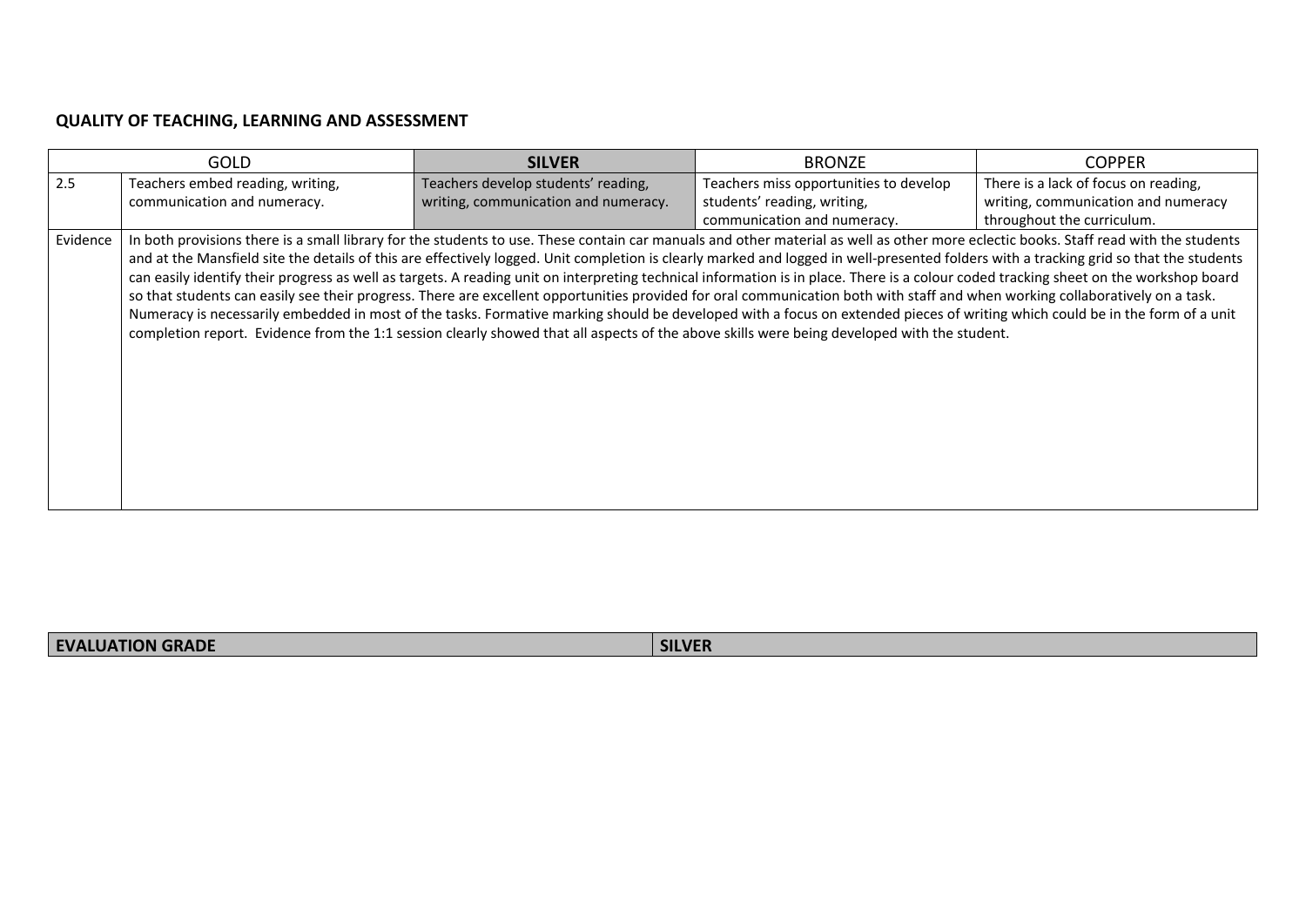## QUALITY OF TEACHING, LEARNING AND ASSESSMENT

| GOLD | | SILVER | BRONZE | COPPER |
|---|---|---|---|---|
| 2.5 | Teachers embed reading, writing, communication and numeracy. | **Teachers develop students' reading, writing, communication and numeracy.** | Teachers miss opportunities to develop students' reading, writing, communication and numeracy. | There is a lack of focus on reading, writing, communication and numeracy throughout the curriculum. |
| Evidence | In both provisions there is a small library for the students to use. These contain car manuals and other material as well as other more eclectic books. Staff read with the students and at the Mansfield site the details of this are effectively logged. Unit completion is clearly marked and logged in well-presented folders with a tracking grid so that the students can easily identify their progress as well as targets. A reading unit on interpreting technical information is in place. There is a colour coded tracking sheet on the workshop board so that students can easily see their progress. There are excellent opportunities provided for oral communication both with staff and when working collaboratively on a task. Numeracy is necessarily embedded in most of the tasks. Formative marking should be developed with a focus on extended pieces of writing which could be in the form of a unit completion report. Evidence from the 1:1 session clearly showed that all aspects of the above skills were being developed with the student. | | | |

| EVALUATION GRADE | SILVER |
|---|---|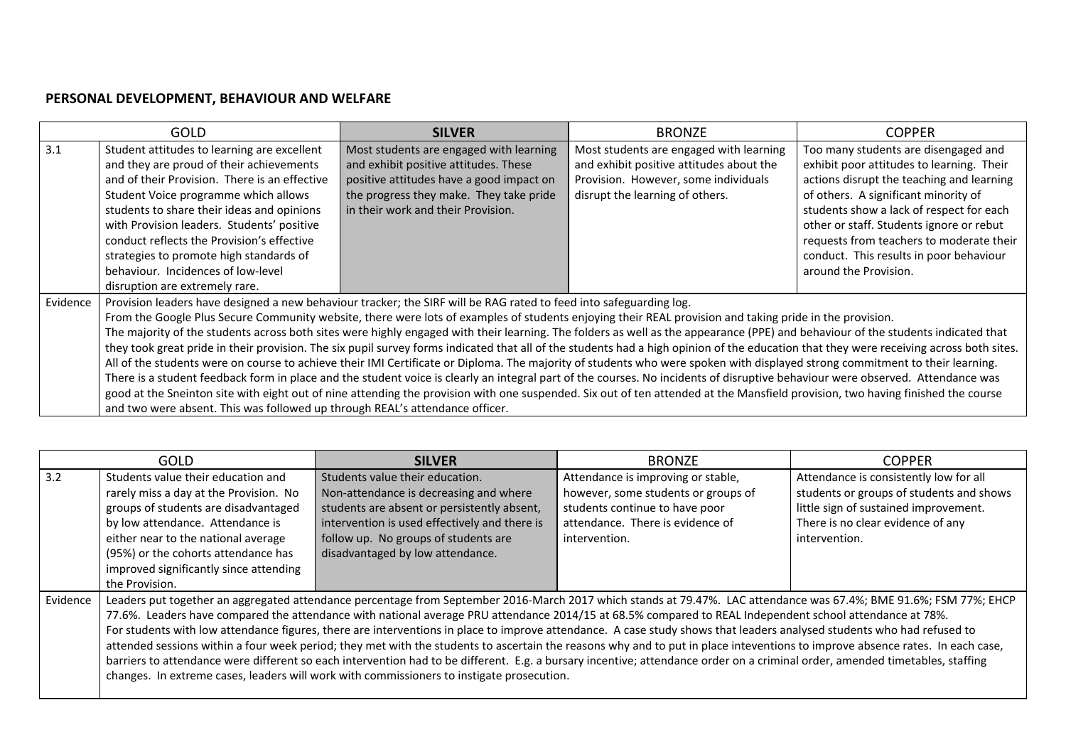**PERSONAL DEVELOPMENT, BEHAVIOUR AND WELFARE**

| | GOLD | **SILVER** | BRONZE | COPPER |
|---|---|---|---|---|
| 3.1 | Student attitudes to learning are excellent and they are proud of their achievements and of their Provision. There is an effective Student Voice programme which allows students to share their ideas and opinions with Provision leaders. Students' positive conduct reflects the Provision's effective strategies to promote high standards of behaviour. Incidences of low-level disruption are extremely rare. | Most students are engaged with learning and exhibit positive attitudes. These positive attitudes have a good impact on the progress they make. They take pride in their work and their Provision. | Most students are engaged with learning and exhibit positive attitudes about the Provision. However, some individuals disrupt the learning of others. | Too many students are disengaged and exhibit poor attitudes to learning. Their actions disrupt the teaching and learning of others. A significant minority of students show a lack of respect for each other or staff. Students ignore or rebut requests from teachers to moderate their conduct. This results in poor behaviour around the Provision. |
| Evidence | Provision leaders have designed a new behaviour tracker; the SIRF will be RAG rated to feed into safeguarding log.<br>From the Google Plus Secure Community website, there were lots of examples of students enjoying their REAL provision and taking pride in the provision.<br>The majority of the students across both sites were highly engaged with their learning. The folders as well as the appearance (PPE) and behaviour of the students indicated that they took great pride in their provision. The six pupil survey forms indicated that all of the students had a high opinion of the education that they were receiving across both sites. All of the students were on course to achieve their IMI Certificate or Diploma. The majority of students who were spoken with displayed strong commitment to their learning. There is a student feedback form in place and the student voice is clearly an integral part of the courses. No incidents of disruptive behaviour were observed. Attendance was good at the Sneinton site with eight out of nine attending the provision with one suspended. Six out of ten attended at the Mansfield provision, two having finished the course and two were absent. This was followed up through REAL's attendance officer. | | | |

| | GOLD | **SILVER** | BRONZE | COPPER |
|---|---|---|---|---|
| 3.2 | Students value their education and rarely miss a day at the Provision. No groups of students are disadvantaged by low attendance. Attendance is either near to the national average (95%) or the cohorts attendance has improved significantly since attending the Provision. | Students value their education. Non-attendance is decreasing and where students are absent or persistently absent, intervention is used effectively and there is follow up. No groups of students are disadvantaged by low attendance. | Attendance is improving or stable, however, some students or groups of students continue to have poor attendance. There is evidence of intervention. | Attendance is consistently low for all students or groups of students and shows little sign of sustained improvement. There is no clear evidence of any intervention. |
| Evidence | Leaders put together an aggregated attendance percentage from September 2016-March 2017 which stands at 79.47%. LAC attendance was 67.4%; BME 91.6%; FSM 77%; EHCP 77.6%. Leaders have compared the attendance with national average PRU attendance 2014/15 at 68.5% compared to REAL Independent school attendance at 78%.<br>For students with low attendance figures, there are interventions in place to improve attendance. A case study shows that leaders analysed students who had refused to attended sessions within a four week period; they met with the students to ascertain the reasons why and to put in place inteventions to improve absence rates. In each case, barriers to attendance were different so each intervention had to be different. E.g. a bursary incentive; attendance order on a criminal order, amended timetables, staffing changes. In extreme cases, leaders will work with commissioners to instigate prosecution. | | | |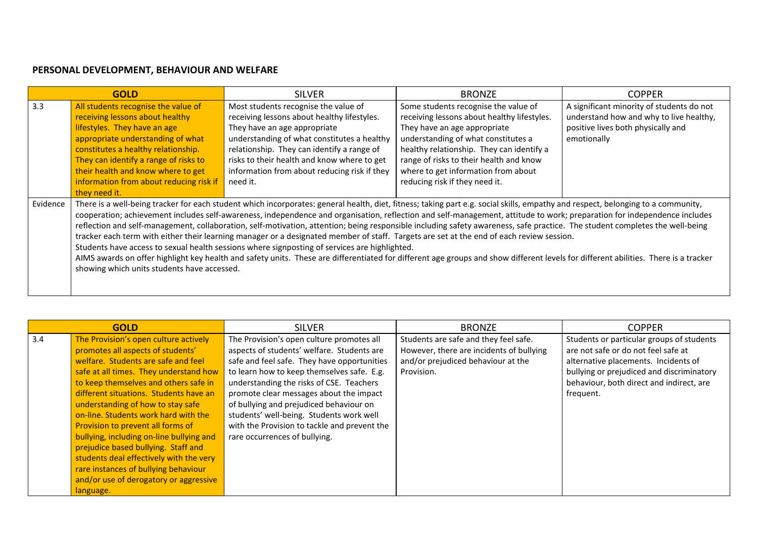**PERSONAL DEVELOPMENT, BEHAVIOUR AND WELFARE**

| | GOLD | SILVER | BRONZE | COPPER |
|---|---|---|---|---|
| 3.3 | All students recognise the value of receiving lessons about healthy lifestyles. They have an age appropriate understanding of what constitutes a healthy relationship. They can identify a range of risks to their health and know where to get information from about reducing risk if they need it. | Most students recognise the value of receiving lessons about healthy lifestyles. They have an age appropriate understanding of what constitutes a healthy relationship. They can identify a range of risks to their health and know where to get information from about reducing risk if they need it. | Some students recognise the value of receiving lessons about healthy lifestyles. They have an age appropriate understanding of what constitutes a healthy relationship. They can identify a range of risks to their health and know where to get information from about reducing risk if they need it. | A significant minority of students do not understand how and why to live healthy, positive lives both physically and emotionally |
| Evidence | There is a well-being tracker for each student which incorporates: general health, diet, fitness; taking part e.g. social skills, empathy and respect, belonging to a community, cooperation; achievement includes self-awareness, independence and organisation, reflection and self-management, attitude to work; preparation for independence includes reflection and self-management, collaboration, self-motivation, attention; being responsible including safety awareness, safe practice. The student completes the well-being tracker each term with either their learning manager or a designated member of staff. Targets are set at the end of each review session.<br>Students have access to sexual health sessions where signposting of services are highlighted.<br>AIMS awards on offer highlight key health and safety units. These are differentiated for different age groups and show different levels for different abilities. There is a tracker showing which units students have accessed. | | | |

| | GOLD | SILVER | BRONZE | COPPER |
|---|---|---|---|---|
| 3.4 | The Provision's open culture actively promotes all aspects of students' welfare. Students are safe and feel safe at all times. They understand how to keep themselves and others safe in different situations. Students have an understanding of how to stay safe on-line. Students work hard with the Provision to prevent all forms of bullying, including on-line bullying and prejudice based bullying. Staff and students deal effectively with the very rare instances of bullying behaviour and/or use of derogatory or aggressive language. | The Provision's open culture promotes all aspects of students' welfare. Students are safe and feel safe. They have opportunities to learn how to keep themselves safe. E.g. understanding the risks of CSE. Teachers promote clear messages about the impact of bullying and prejudiced behaviour on students' well-being. Students work well with the Provision to tackle and prevent the rare occurrences of bullying. | Students are safe and they feel safe. However, there are incidents of bullying and/or prejudiced behaviour at the Provision. | Students or particular groups of students are not safe or do not feel safe at alternative placements. Incidents of bullying or prejudiced and discriminatory behaviour, both direct and indirect, are frequent. |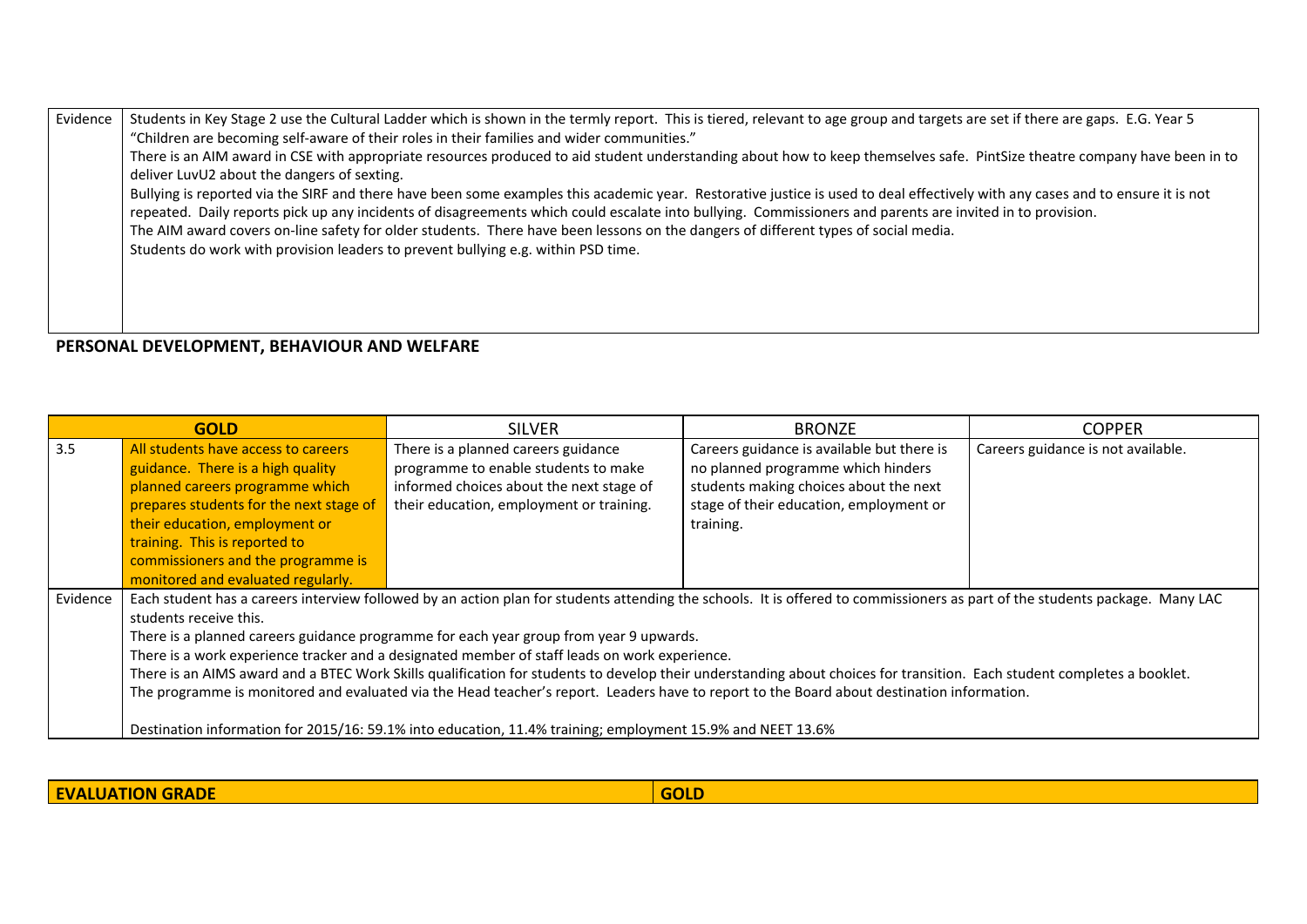| Evidence | Students in Key Stage 2 use the Cultural Ladder which is shown in the termly report. This is tiered, relevant to age group and targets are set if there are gaps. E.G. Year 5 "Children are becoming self-aware of their roles in their families and wider communities."<br>There is an AIM award in CSE with appropriate resources produced to aid student understanding about how to keep themselves safe. PintSize theatre company have been in to deliver LuvU2 about the dangers of sexting.<br>Bullying is reported via the SIRF and there have been some examples this academic year. Restorative justice is used to deal effectively with any cases and to ensure it is not repeated. Daily reports pick up any incidents of disagreements which could escalate into bullying. Commissioners and parents are invited in to provision.<br>The AIM award covers on-line safety for older students. There have been lessons on the dangers of different types of social media.<br>Students do work with provision leaders to prevent bullying e.g. within PSD time. |
|---|---|

**PERSONAL DEVELOPMENT, BEHAVIOUR AND WELFARE**

| GOLD | | SILVER | BRONZE | COPPER |
|---|---|---|---|---|
| 3.5 | All students have access to careers guidance. There is a high quality planned careers programme which prepares students for the next stage of their education, employment or training. This is reported to commissioners and the programme is monitored and evaluated regularly. | There is a planned careers guidance programme to enable students to make informed choices about the next stage of their education, employment or training. | Careers guidance is available but there is no planned programme which hinders students making choices about the next stage of their education, employment or training. | Careers guidance is not available. |
| Evidence | Each student has a careers interview followed by an action plan for students attending the schools. It is offered to commissioners as part of the students package. Many LAC students receive this.<br>There is a planned careers guidance programme for each year group from year 9 upwards.<br>There is a work experience tracker and a designated member of staff leads on work experience.<br>There is an AIMS award and a BTEC Work Skills qualification for students to develop their understanding about choices for transition. Each student completes a booklet.<br>The programme is monitored and evaluated via the Head teacher's report. Leaders have to report to the Board about destination information.<br><br>Destination information for 2015/16: 59.1% into education, 11.4% training; employment 15.9% and NEET 13.6% | | | |

| EVALUATION GRADE | GOLD |
|---|---|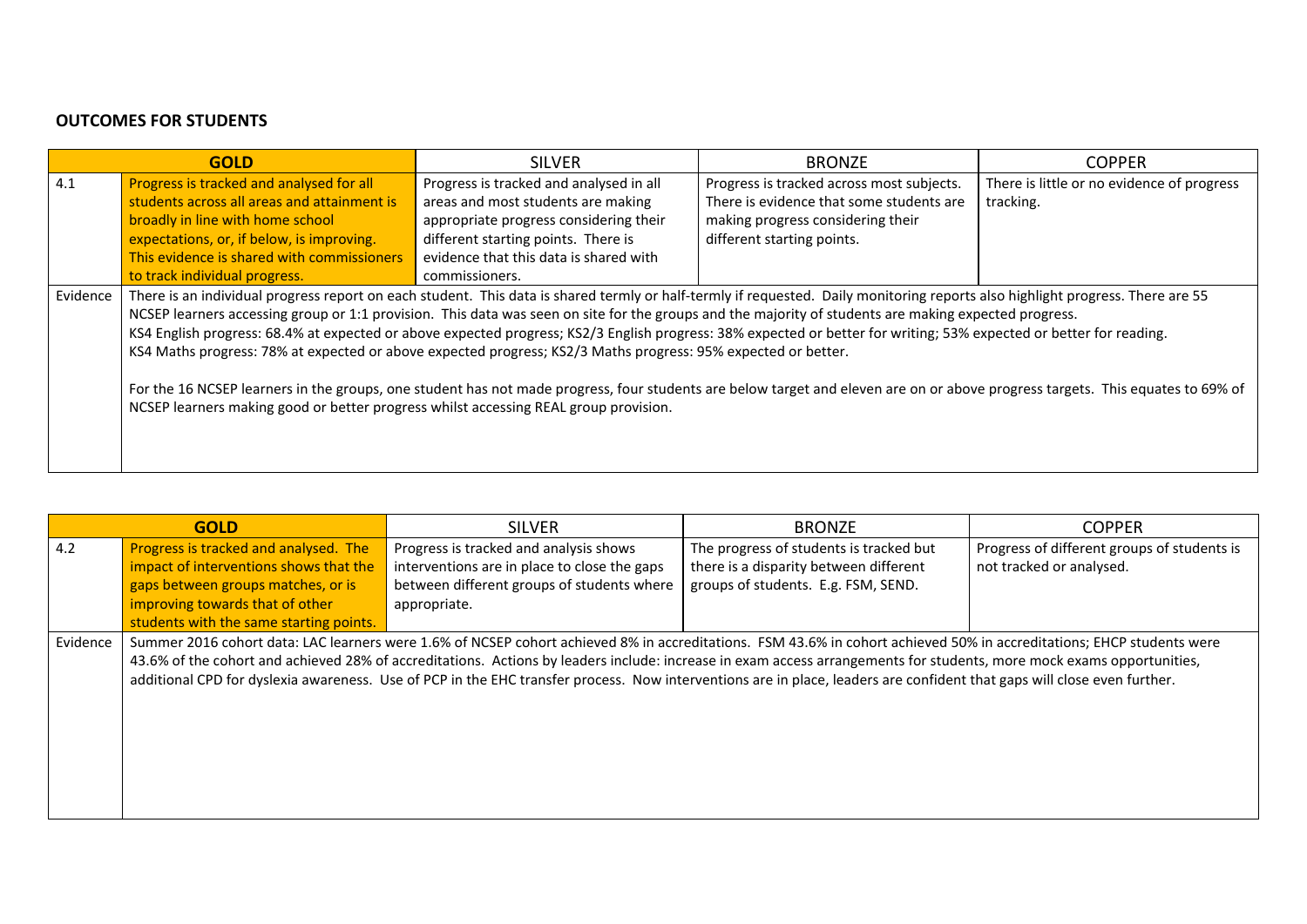**OUTCOMES FOR STUDENTS**

| | GOLD | SILVER | BRONZE | COPPER |
|---|---|---|---|---|
| 4.1 | Progress is tracked and analysed for all students across all areas and attainment is broadly in line with home school expectations, or, if below, is improving. This evidence is shared with commissioners to track individual progress. | Progress is tracked and analysed in all areas and most students are making appropriate progress considering their different starting points. There is evidence that this data is shared with commissioners. | Progress is tracked across most subjects. There is evidence that some students are making progress considering their different starting points. | There is little or no evidence of progress tracking. |
| Evidence | There is an individual progress report on each student. This data is shared termly or half-termly if requested. Daily monitoring reports also highlight progress. There are 55 NCSEP learners accessing group or 1:1 provision. This data was seen on site for the groups and the majority of students are making expected progress.<br>KS4 English progress: 68.4% at expected or above expected progress; KS2/3 English progress: 38% expected or better for writing; 53% expected or better for reading.<br>KS4 Maths progress: 78% at expected or above expected progress; KS2/3 Maths progress: 95% expected or better.<br><br>For the 16 NCSEP learners in the groups, one student has not made progress, four students are below target and eleven are on or above progress targets. This equates to 69% of NCSEP learners making good or better progress whilst accessing REAL group provision. | | | |

| | GOLD | SILVER | BRONZE | COPPER |
|---|---|---|---|---|
| 4.2 | Progress is tracked and analysed. The impact of interventions shows that the gaps between groups matches, or is improving towards that of other students with the same starting points. | Progress is tracked and analysis shows interventions are in place to close the gaps between different groups of students where appropriate. | The progress of students is tracked but there is a disparity between different groups of students. E.g. FSM, SEND. | Progress of different groups of students is not tracked or analysed. |
| Evidence | Summer 2016 cohort data: LAC learners were 1.6% of NCSEP cohort achieved 8% in accreditations. FSM 43.6% in cohort achieved 50% in accreditations; EHCP students were 43.6% of the cohort and achieved 28% of accreditations. Actions by leaders include: increase in exam access arrangements for students, more mock exams opportunities, additional CPD for dyslexia awareness. Use of PCP in the EHC transfer process. Now interventions are in place, leaders are confident that gaps will close even further. | | | |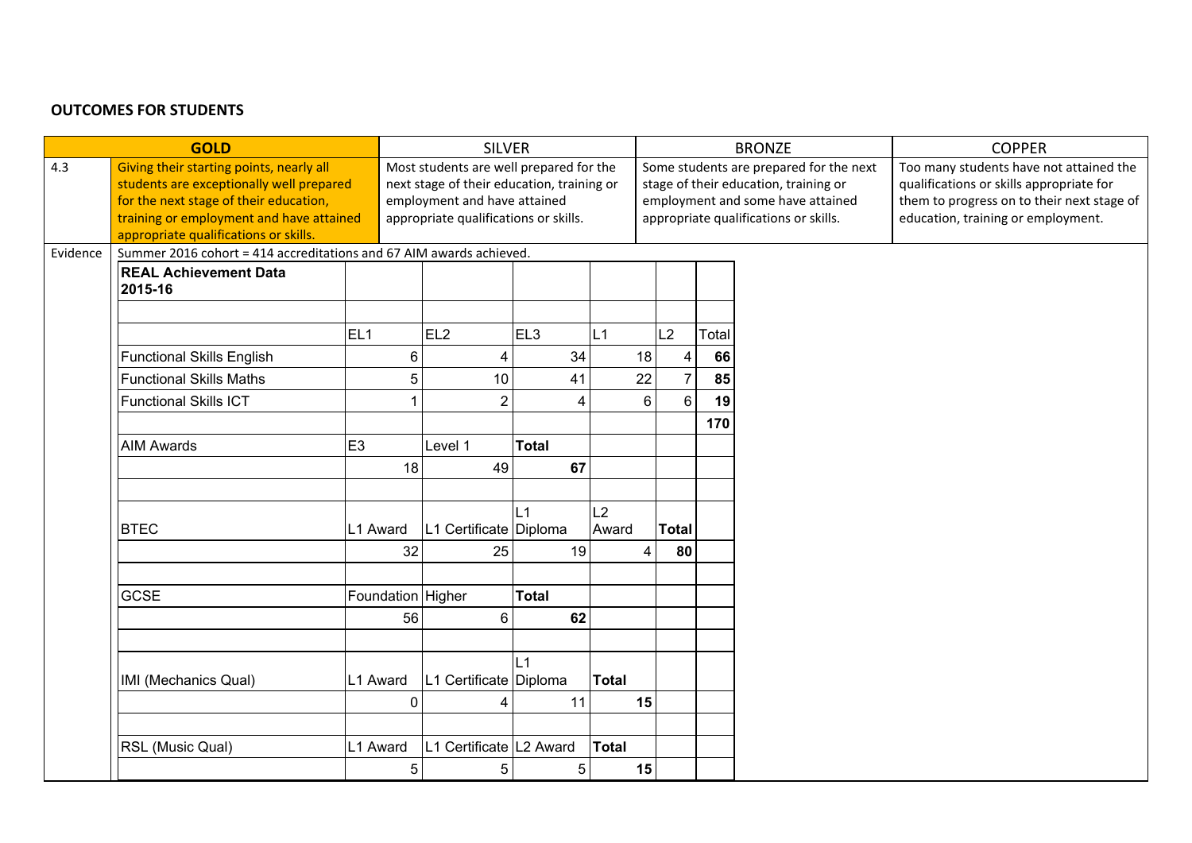## OUTCOMES FOR STUDENTS

| | GOLD | SILVER | BRONZE | COPPER |
|---|---|---|---|---|
| 4.3 | Giving their starting points, nearly all students are exceptionally well prepared for the next stage of their education, training or employment and have attained appropriate qualifications or skills. | Most students are well prepared for the next stage of their education, training or employment and have attained appropriate qualifications or skills. | Some students are prepared for the next stage of their education, training or employment and some have attained appropriate qualifications or skills. | Too many students have not attained the qualifications or skills appropriate for them to progress on to their next stage of education, training or employment. |

Evidence

Summer 2016 cohort = 414 accreditations and 67 AIM awards achieved.

| **REAL Achievement Data 2015-16** | | | | | | |
|---|---|---|---|---|---|---|
| | EL1 | EL2 | EL3 | L1 | L2 | Total |
| Functional Skills English | 6 | 4 | 34 | 18 | 4 | **66** |
| Functional Skills Maths | 5 | 10 | 41 | 22 | 7 | **85** |
| Functional Skills ICT | 1 | 2 | 4 | 6 | 6 | **19** |
| | | | | | | **170** |
| AIM Awards | E3 | Level 1 | **Total** | | | |
| | 18 | 49 | **67** | | | |
| | | | | | | |
| BTEC | L1 Award | L1 Certificate | L1 Diploma | L2 Award | **Total** | |
| | 32 | 25 | 19 | 4 | **80** | |
| | | | | | | |
| GCSE | Foundation | Higher | **Total** | | | |
| | 56 | 6 | **62** | | | |
| | | | | | | |
| IMI (Mechanics Qual) | L1 Award | L1 Certificate | L1 Diploma | **Total** | | |
| | 0 | 4 | 11 | **15** | | |
| | | | | | | |
| RSL (Music Qual) | L1 Award | L1 Certificate | L2 Award | **Total** | | |
| | 5 | 5 | 5 | **15** | | |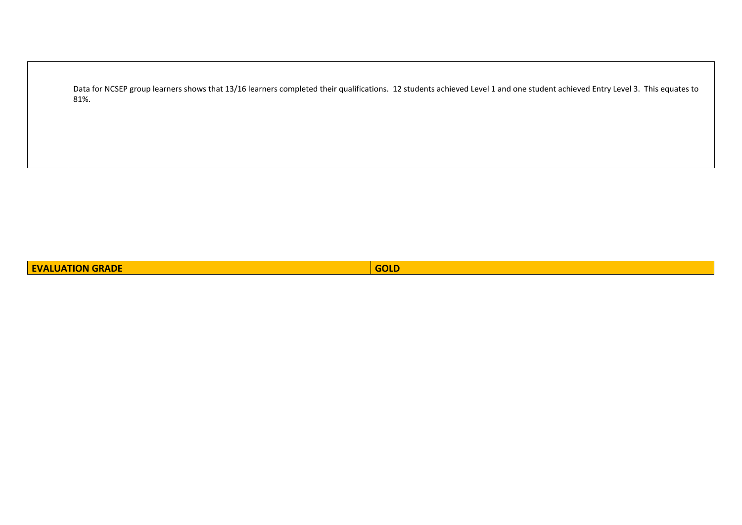| | |
|---|---|
| | Data for NCSEP group learners shows that 13/16 learners completed their qualifications. 12 students achieved Level 1 and one student achieved Entry Level 3. This equates to 81%. |

| | |
|---|---|
| **EVALUATION GRADE** | **GOLD** |